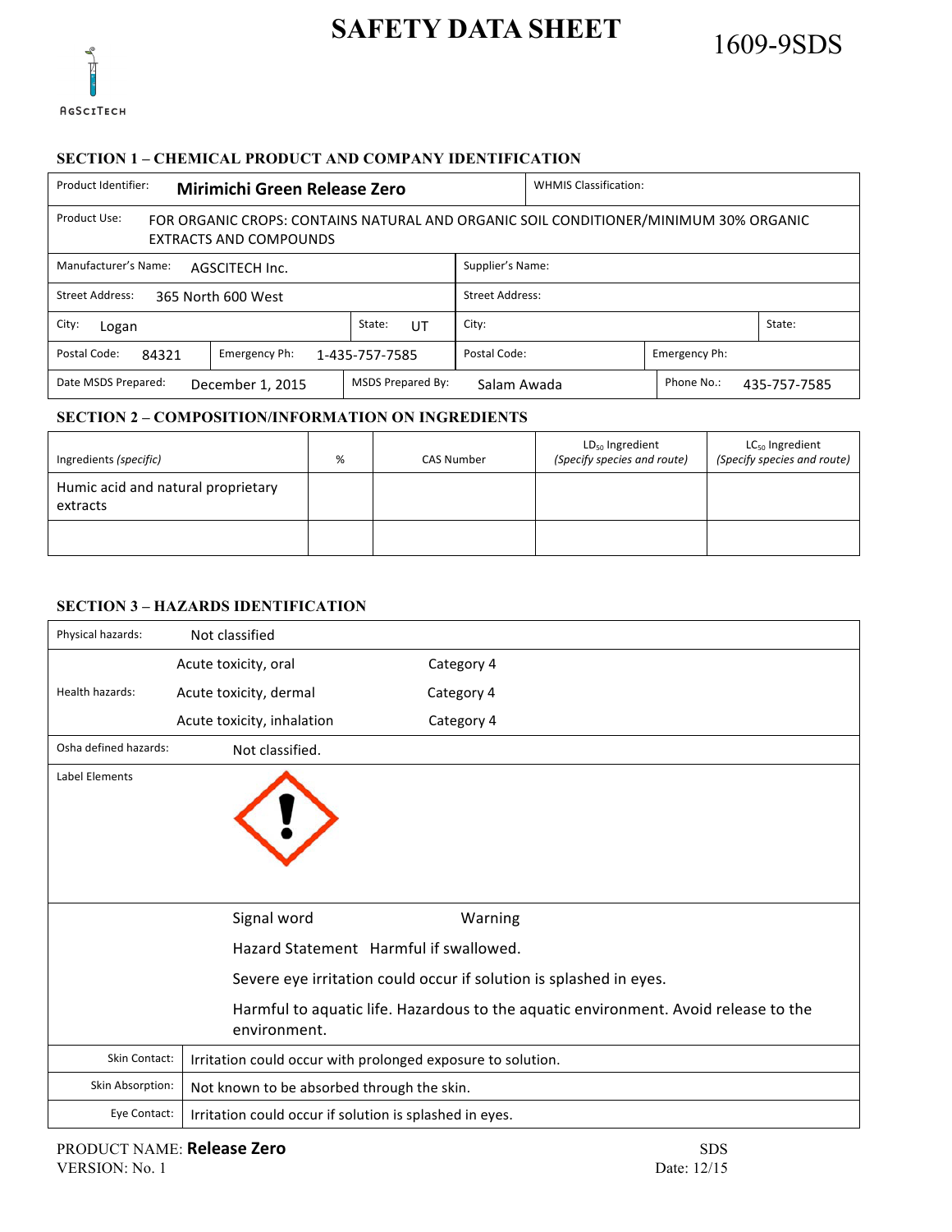# SAFETY DATA SHEET

1609-9SDS

AgSciTech

## SECTION 1 – CHEMICAL PRODUCT AND COMPANY IDENTIFICATION

| Product Identifier: | **Mirimichi Green Release Zero** | WHMIS Classification: | |
|---|---|---|---|
| Product Use: | FOR ORGANIC CROPS: CONTAINS NATURAL AND ORGANIC SOIL CONDITIONER/MINIMUM 30% ORGANIC EXTRACTS AND COMPOUNDS | | |
| Manufacturer's Name: | AGSCITECH Inc. | Supplier's Name: | |
| Street Address: | 365 North 600 West | Street Address: | |
| City: Logan | State: UT | City: | State: |
| Postal Code: 84321 | Emergency Ph: 1-435-757-7585 | Postal Code: | Emergency Ph: |
| Date MSDS Prepared: December 1, 2015 | MSDS Prepared By: Salam Awada | Phone No.: 435-757-7585 | |

## SECTION 2 – COMPOSITION/INFORMATION ON INGREDIENTS

| Ingredients *(specific)* | % | CAS Number | $LD_{50}$ Ingredient *(Specify species and route)* | $LC_{50}$ Ingredient *(Specify species and route)* |
|---|---|---|---|---|
| Humic acid and natural proprietary extracts | | | | |
| | | | | |

## SECTION 3 – HAZARDS IDENTIFICATION

| | | |
|---|---|---|
| Physical hazards: | Not classified | |
| Health hazards: | Acute toxicity, oral | Category 4 |
| | Acute toxicity, dermal | Category 4 |
| | Acute toxicity, inhalation | Category 4 |
| Osha defined hazards: | Not classified. | |
| Label Elements | | |

Signal word: Warning

Hazard Statement: Harmful if swallowed.

Severe eye irritation could occur if solution is splashed in eyes.

Harmful to aquatic life. Hazardous to the aquatic environment. Avoid release to the environment.

| | |
|---|---|
| Skin Contact: | Irritation could occur with prolonged exposure to solution. |
| Skin Absorption: | Not known to be absorbed through the skin. |
| Eye Contact: | Irritation could occur if solution is splashed in eyes. |

PRODUCT NAME: **Release Zero**
VERSION: No. 1

SDS
Date: 12/15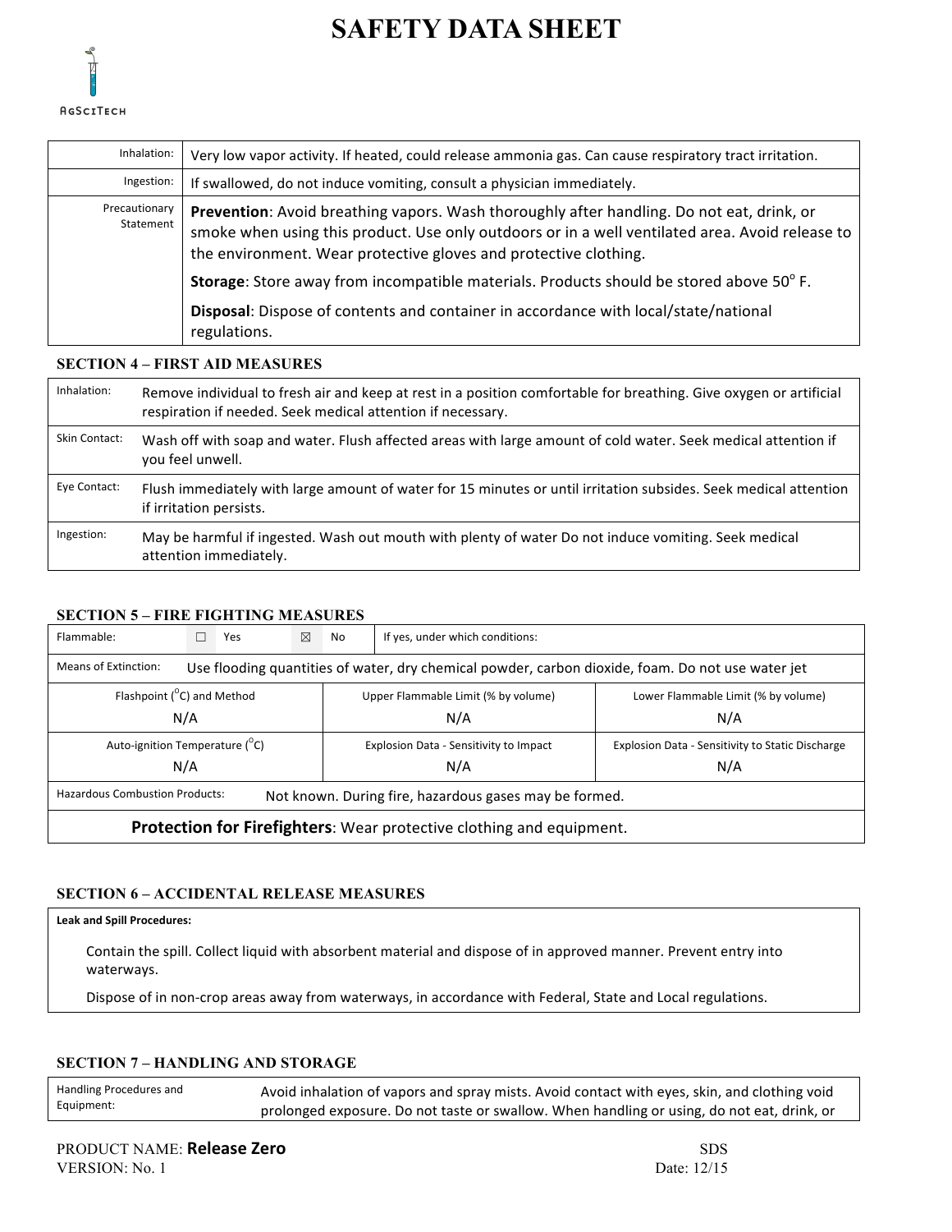# SAFETY DATA SHEET

AgSciTech

| | |
|---|---|
| Inhalation: | Very low vapor activity. If heated, could release ammonia gas. Can cause respiratory tract irritation. |
| Ingestion: | If swallowed, do not induce vomiting, consult a physician immediately. |
| Precautionary Statement | **Prevention**: Avoid breathing vapors. Wash thoroughly after handling. Do not eat, drink, or smoke when using this product. Use only outdoors or in a well ventilated area. Avoid release to the environment. Wear protective gloves and protective clothing.<br>**Storage**: Store away from incompatible materials. Products should be stored above 50° F.<br>**Disposal**: Dispose of contents and container in accordance with local/state/national regulations. |

### SECTION 4 – FIRST AID MEASURES

| | |
|---|---|
| Inhalation: | Remove individual to fresh air and keep at rest in a position comfortable for breathing. Give oxygen or artificial respiration if needed. Seek medical attention if necessary. |
| Skin Contact: | Wash off with soap and water. Flush affected areas with large amount of cold water. Seek medical attention if you feel unwell. |
| Eye Contact: | Flush immediately with large amount of water for 15 minutes or until irritation subsides. Seek medical attention if irritation persists. |
| Ingestion: | May be harmful if ingested. Wash out mouth with plenty of water Do not induce vomiting. Seek medical attention immediately. |

### SECTION 5 – FIRE FIGHTING MEASURES

| | | |
|---|---|---|
| Flammable: ☐ Yes ☒ No | If yes, under which conditions: | |
| Means of Extinction: Use flooding quantities of water, dry chemical powder, carbon dioxide, foam. Do not use water jet | | |
| Flashpoint (°C) and Method | Upper Flammable Limit (% by volume) | Lower Flammable Limit (% by volume) |
| N/A | N/A | N/A |
| Auto-ignition Temperature (°C) | Explosion Data - Sensitivity to Impact | Explosion Data - Sensitivity to Static Discharge |
| N/A | N/A | N/A |
| Hazardous Combustion Products: Not known. During fire, hazardous gases may be formed. | | |
| **Protection for Firefighters**: Wear protective clothing and equipment. | | |

### SECTION 6 – ACCIDENTAL RELEASE MEASURES

**Leak and Spill Procedures:**

Contain the spill. Collect liquid with absorbent material and dispose of in approved manner. Prevent entry into waterways.

Dispose of in non-crop areas away from waterways, in accordance with Federal, State and Local regulations.

### SECTION 7 – HANDLING AND STORAGE

| | |
|---|---|
| Handling Procedures and Equipment: | Avoid inhalation of vapors and spray mists. Avoid contact with eyes, skin, and clothing void prolonged exposure. Do not taste or swallow. When handling or using, do not eat, drink, or |

PRODUCT NAME: **Release Zero**
VERSION: No. 1

SDS
Date: 12/15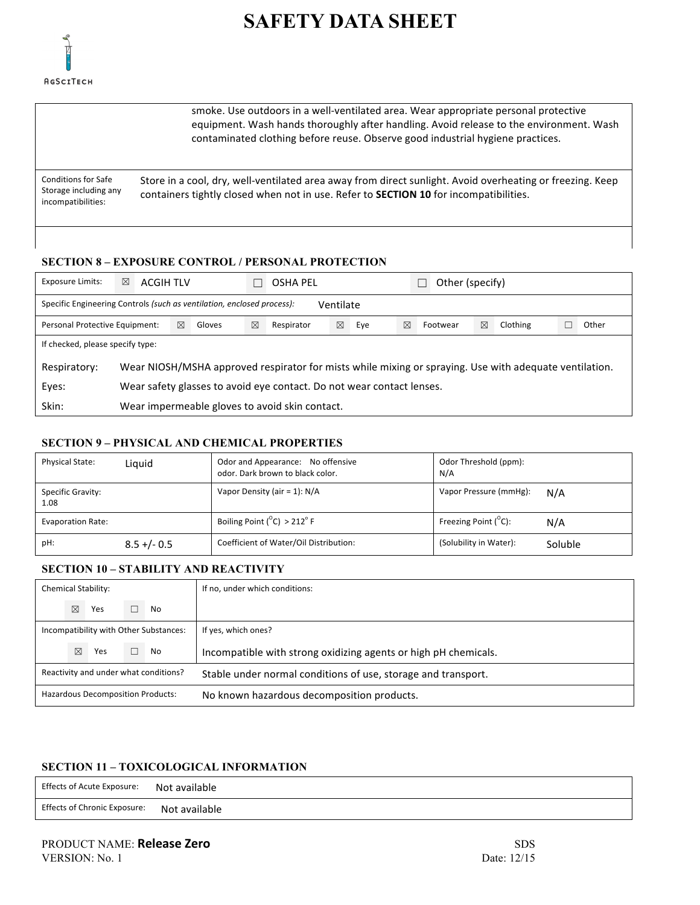| | |
|---|---|
| | smoke. Use outdoors in a well-ventilated area. Wear appropriate personal protective equipment. Wash hands thoroughly after handling. Avoid release to the environment. Wash contaminated clothing before reuse. Observe good industrial hygiene practices. |
| Conditions for Safe Storage including any incompatibilities: | Store in a cool, dry, well-ventilated area away from direct sunlight. Avoid overheating or freezing. Keep containers tightly closed when not in use. Refer to **SECTION 10** for incompatibilities. |

## SECTION 8 – EXPOSURE CONTROL / PERSONAL PROTECTION

| | | | |
|---|---|---|---|
| Exposure Limits: | ☒ ACGIH TLV | ☐ OSHA PEL | ☐ Other (specify) |

Specific Engineering Controls *(such as ventilation, enclosed process)*: Ventilate

Personal Protective Equipment: ☒ Gloves ☒ Respirator ☒ Eye ☒ Footwear ☒ Clothing ☐ Other

If checked, please specify type:

| | |
|---|---|
| Respiratory: | Wear NIOSH/MSHA approved respirator for mists while mixing or spraying. Use with adequate ventilation. |
| Eyes: | Wear safety glasses to avoid eye contact. Do not wear contact lenses. |
| Skin: | Wear impermeable gloves to avoid skin contact. |

## SECTION 9 – PHYSICAL AND CHEMICAL PROPERTIES

| | | |
|---|---|---|
| Physical State: Liquid | Odor and Appearance: No offensive odor. Dark brown to black color. | Odor Threshold (ppm): N/A |
| Specific Gravity: 1.08 | Vapor Density (air = 1): N/A | Vapor Pressure (mmHg): N/A |
| Evaporation Rate: | Boiling Point (°C) > 212° F | Freezing Point (°C): N/A |
| pH: 8.5 +/- 0.5 | Coefficient of Water/Oil Distribution: | (Solubility in Water): Soluble |

## SECTION 10 – STABILITY AND REACTIVITY

| | |
|---|---|
| Chemical Stability: ☒ Yes ☐ No | If no, under which conditions: |
| Incompatibility with Other Substances: ☒ Yes ☐ No | If yes, which ones? Incompatible with strong oxidizing agents or high pH chemicals. |
| Reactivity and under what conditions? | Stable under normal conditions of use, storage and transport. |
| Hazardous Decomposition Products: | No known hazardous decomposition products. |

## SECTION 11 – TOXICOLOGICAL INFORMATION

| | |
|---|---|
| Effects of Acute Exposure: | Not available |
| Effects of Chronic Exposure: | Not available |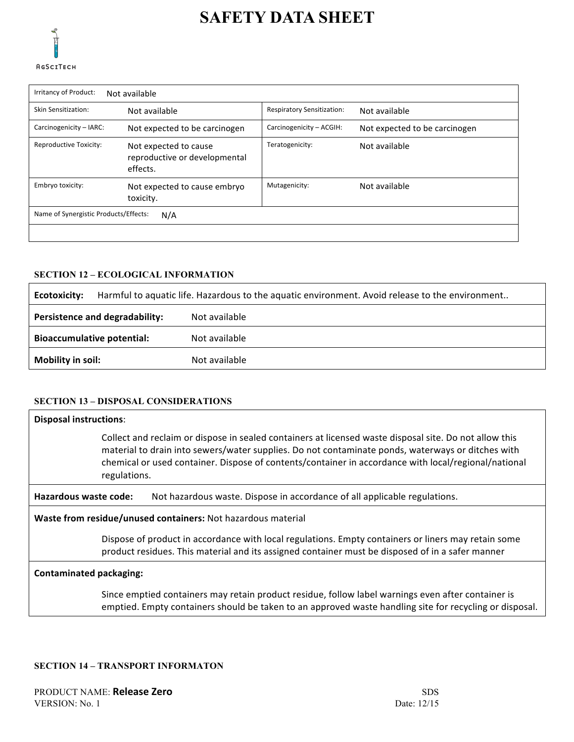# SAFETY DATA SHEET

| Irritancy of Product: | Not available | | |
|---|---|---|---|
| Skin Sensitization: | Not available | Respiratory Sensitization: | Not available |
| Carcinogenicity – IARC: | Not expected to be carcinogen | Carcinogenicity – ACGIH: | Not expected to be carcinogen |
| Reproductive Toxicity: | Not expected to cause reproductive or developmental effects. | Teratogenicity: | Not available |
| Embryo toxicity: | Not expected to cause embryo toxicity. | Mutagenicity: | Not available |
| Name of Synergistic Products/Effects: | N/A | | |

### SECTION 12 – ECOLOGICAL INFORMATION

| **Ecotoxicity:** | Harmful to aquatic life. Hazardous to the aquatic environment. Avoid release to the environment.. |
|---|---|
| **Persistence and degradability:** | Not available |
| **Bioaccumulative potential:** | Not available |
| **Mobility in soil:** | Not available |

### SECTION 13 – DISPOSAL CONSIDERATIONS

**Disposal instructions**:

Collect and reclaim or dispose in sealed containers at licensed waste disposal site. Do not allow this material to drain into sewers/water supplies. Do not contaminate ponds, waterways or ditches with chemical or used container. Dispose of contents/container in accordance with local/regional/national regulations.

**Hazardous waste code:** Not hazardous waste. Dispose in accordance of all applicable regulations.

**Waste from residue/unused containers:** Not hazardous material

Dispose of product in accordance with local regulations. Empty containers or liners may retain some product residues. This material and its assigned container must be disposed of in a safer manner

**Contaminated packaging:**

Since emptied containers may retain product residue, follow label warnings even after container is emptied. Empty containers should be taken to an approved waste handling site for recycling or disposal.

### SECTION 14 – TRANSPORT INFORMATON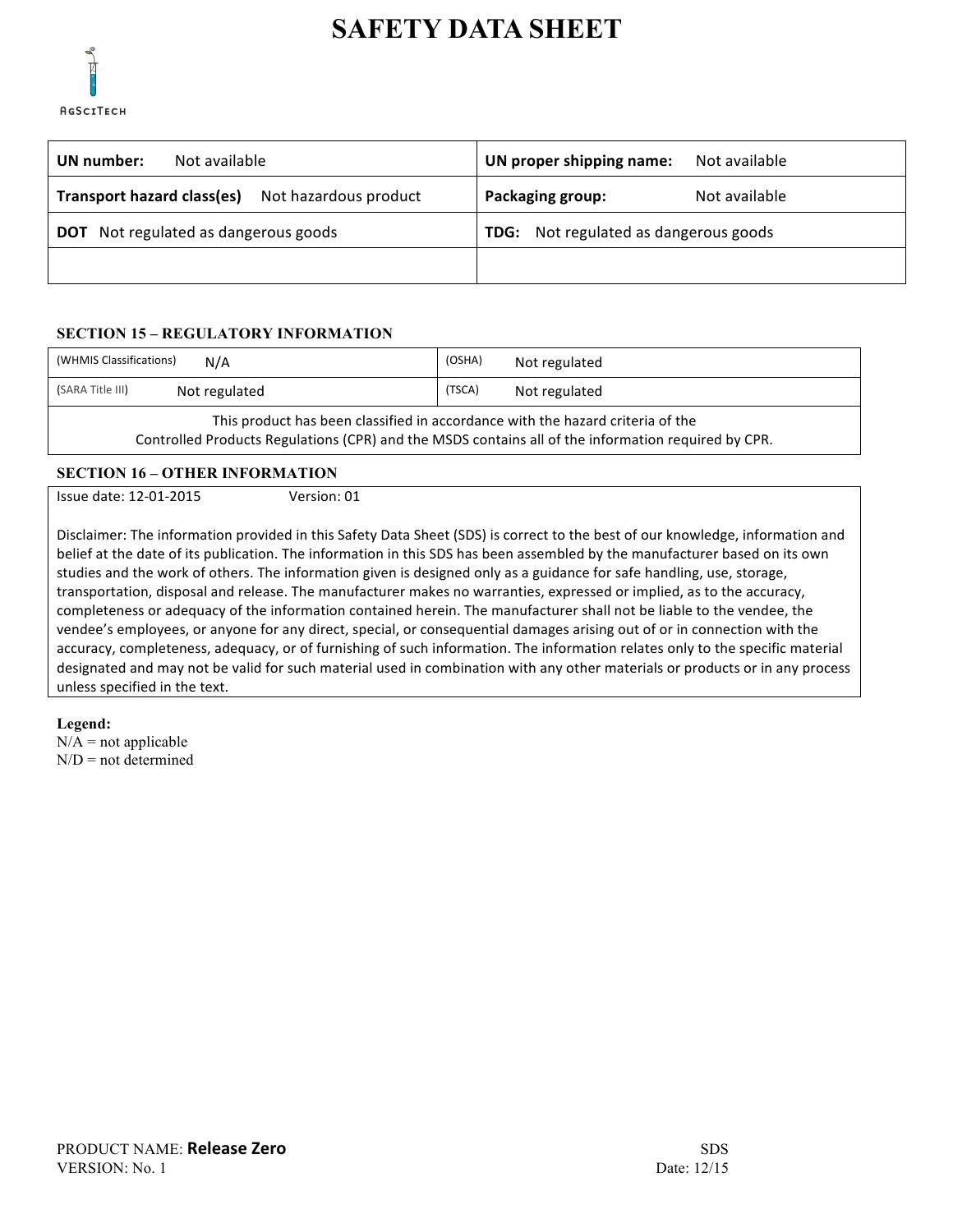# SAFETY DATA SHEET

| | |
|---|---|
| **UN number:** Not available | **UN proper shipping name:** Not available |
| **Transport hazard class(es)** Not hazardous product | **Packaging group:** Not available |
| **DOT** Not regulated as dangerous goods | **TDG:** Not regulated as dangerous goods |
| | |

### SECTION 15 – REGULATORY INFORMATION

| | | | |
|---|---|---|---|
| (WHMIS Classifications) | N/A | (OSHA) | Not regulated |
| (SARA Title III) | Not regulated | (TSCA) | Not regulated |
| This product has been classified in accordance with the hazard criteria of the Controlled Products Regulations (CPR) and the MSDS contains all of the information required by CPR. | | | |

### SECTION 16 – OTHER INFORMATION

Issue date: 12-01-2015 Version: 01

Disclaimer: The information provided in this Safety Data Sheet (SDS) is correct to the best of our knowledge, information and belief at the date of its publication. The information in this SDS has been assembled by the manufacturer based on its own studies and the work of others. The information given is designed only as a guidance for safe handling, use, storage, transportation, disposal and release. The manufacturer makes no warranties, expressed or implied, as to the accuracy, completeness or adequacy of the information contained herein. The manufacturer shall not be liable to the vendee, the vendee's employees, or anyone for any direct, special, or consequential damages arising out of or in connection with the accuracy, completeness, adequacy, or of furnishing of such information. The information relates only to the specific material designated and may not be valid for such material used in combination with any other materials or products or in any process unless specified in the text.

**Legend:**
N/A = not applicable
N/D = not determined